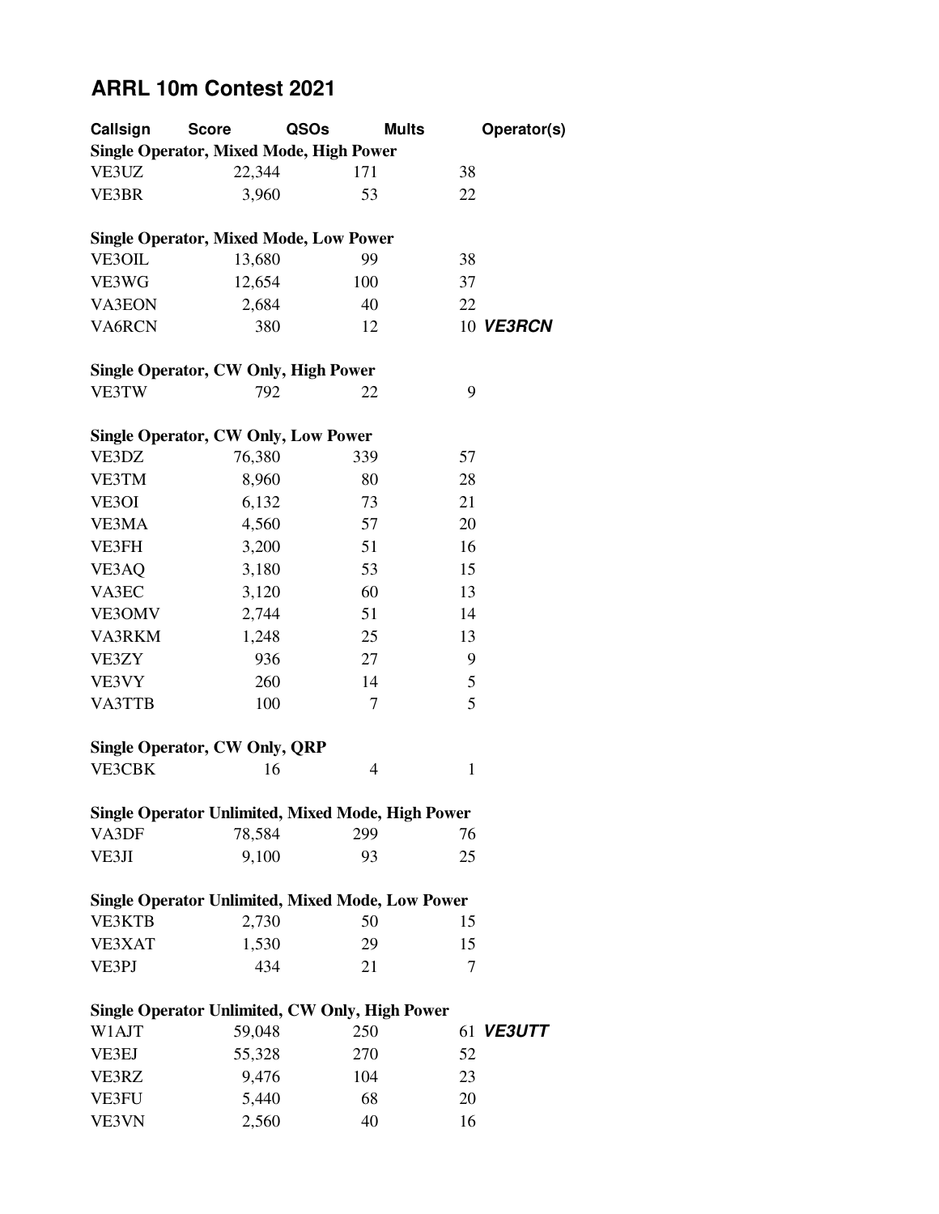# ARRL 10m Contest 2021

| Callsign | Score | QSOs | Mults | Operator(s) |
|---|---|---|---|---|
| **Single Operator, Mixed Mode, High Power** | | | | |
| VE3UZ | 22,344 | 171 | 38 | |
| VE3BR | 3,960 | 53 | 22 | |
| **Single Operator, Mixed Mode, Low Power** | | | | |
| VE3OIL | 13,680 | 99 | 38 | |
| VE3WG | 12,654 | 100 | 37 | |
| VA3EON | 2,684 | 40 | 22 | |
| VA6RCN | 380 | 12 | 10 | ***VE3RCN*** |
| **Single Operator, CW Only, High Power** | | | | |
| VE3TW | 792 | 22 | 9 | |
| **Single Operator, CW Only, Low Power** | | | | |
| VE3DZ | 76,380 | 339 | 57 | |
| VE3TM | 8,960 | 80 | 28 | |
| VE3OI | 6,132 | 73 | 21 | |
| VE3MA | 4,560 | 57 | 20 | |
| VE3FH | 3,200 | 51 | 16 | |
| VE3AQ | 3,180 | 53 | 15 | |
| VA3EC | 3,120 | 60 | 13 | |
| VE3OMV | 2,744 | 51 | 14 | |
| VA3RKM | 1,248 | 25 | 13 | |
| VE3ZY | 936 | 27 | 9 | |
| VE3VY | 260 | 14 | 5 | |
| VA3TTB | 100 | 7 | 5 | |
| **Single Operator, CW Only, QRP** | | | | |
| VE3CBK | 16 | 4 | 1 | |
| **Single Operator Unlimited, Mixed Mode, High Power** | | | | |
| VA3DF | 78,584 | 299 | 76 | |
| VE3JI | 9,100 | 93 | 25 | |
| **Single Operator Unlimited, Mixed Mode, Low Power** | | | | |
| VE3KTB | 2,730 | 50 | 15 | |
| VE3XAT | 1,530 | 29 | 15 | |
| VE3PJ | 434 | 21 | 7 | |
| **Single Operator Unlimited, CW Only, High Power** | | | | |
| W1AJT | 59,048 | 250 | 61 | ***VE3UTT*** |
| VE3EJ | 55,328 | 270 | 52 | |
| VE3RZ | 9,476 | 104 | 23 | |
| VE3FU | 5,440 | 68 | 20 | |
| VE3VN | 2,560 | 40 | 16 | |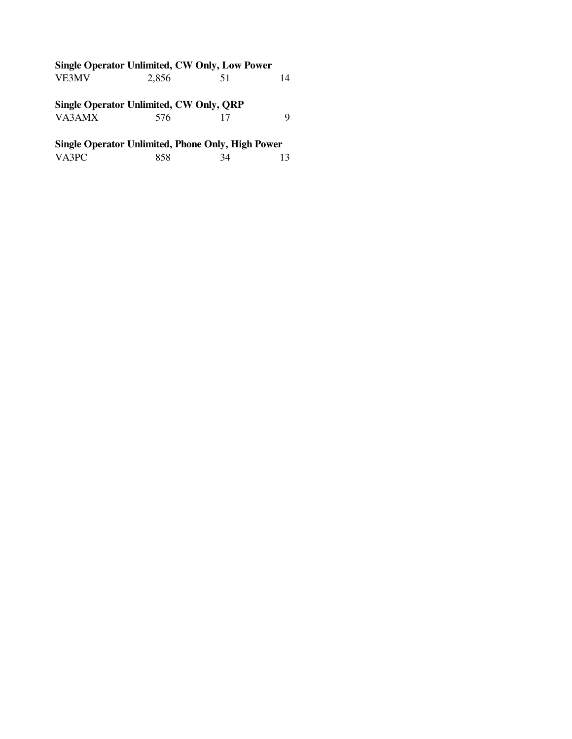**Single Operator Unlimited, CW Only, Low Power**

| | | | |
|---|---|---|---|
| VE3MV | 2,856 | 51 | 14 |

**Single Operator Unlimited, CW Only, QRP**

| | | | |
|---|---|---|---|
| VA3AMX | 576 | 17 | 9 |

**Single Operator Unlimited, Phone Only, High Power**

| | | | |
|---|---|---|---|
| VA3PC | 858 | 34 | 13 |